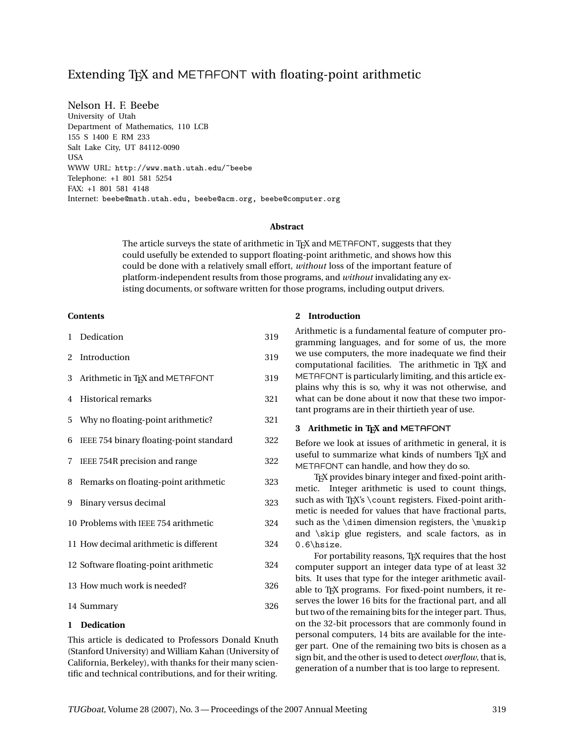# Extending TeX and METAFONT with floating-point arithmetic

Nelson H. F. Beebe
University of Utah
Department of Mathematics, 110 LCB
155 S 1400 E RM 233
Salt Lake City, UT 84112-0090
USA
WWW URL: http://www.math.utah.edu/~beebe
Telephone: +1 801 581 5254
FAX: +1 801 581 4148
Internet: beebe@math.utah.edu, beebe@acm.org, beebe@computer.org

**Abstract**

The article surveys the state of arithmetic in TeX and METAFONT, suggests that they could usefully be extended to support floating-point arithmetic, and shows how this could be done with a relatively small effort, *without* loss of the important feature of platform-independent results from those programs, and *without* invalidating any existing documents, or software written for those programs, including output drivers.

**Contents**

| | | |
|---|---|---|
| 1 | Dedication | 319 |
| 2 | Introduction | 319 |
| 3 | Arithmetic in TeX and METAFONT | 319 |
| 4 | Historical remarks | 321 |
| 5 | Why no floating-point arithmetic? | 321 |
| 6 | IEEE 754 binary floating-point standard | 322 |
| 7 | IEEE 754R precision and range | 322 |
| 8 | Remarks on floating-point arithmetic | 323 |
| 9 | Binary versus decimal | 323 |
| 10 | Problems with IEEE 754 arithmetic | 324 |
| 11 | How decimal arithmetic is different | 324 |
| 12 | Software floating-point arithmetic | 324 |
| 13 | How much work is needed? | 326 |
| 14 | Summary | 326 |

## 1 Dedication

This article is dedicated to Professors Donald Knuth (Stanford University) and William Kahan (University of California, Berkeley), with thanks for their many scientific and technical contributions, and for their writing.

## 2 Introduction

Arithmetic is a fundamental feature of computer programming languages, and for some of us, the more we use computers, the more inadequate we find their computational facilities. The arithmetic in TeX and METAFONT is particularly limiting, and this article explains why this is so, why it was not otherwise, and what can be done about it now that these two important programs are in their thirtieth year of use.

## 3 Arithmetic in TeX and METAFONT

Before we look at issues of arithmetic in general, it is useful to summarize what kinds of numbers TeX and METAFONT can handle, and how they do so.

TeX provides binary integer and fixed-point arithmetic. Integer arithmetic is used to count things, such as with TeX's `\count` registers. Fixed-point arithmetic is needed for values that have fractional parts, such as the `\dimen` dimension registers, the `\muskip` and `\skip` glue registers, and scale factors, as in `0.6\hsize`.

For portability reasons, TeX requires that the host computer support an integer data type of at least 32 bits. It uses that type for the integer arithmetic available to TeX programs. For fixed-point numbers, it reserves the lower 16 bits for the fractional part, and all but two of the remaining bits for the integer part. Thus, on the 32-bit processors that are commonly found in personal computers, 14 bits are available for the integer part. One of the remaining two bits is chosen as a sign bit, and the other is used to detect *overflow*, that is, generation of a number that is too large to represent.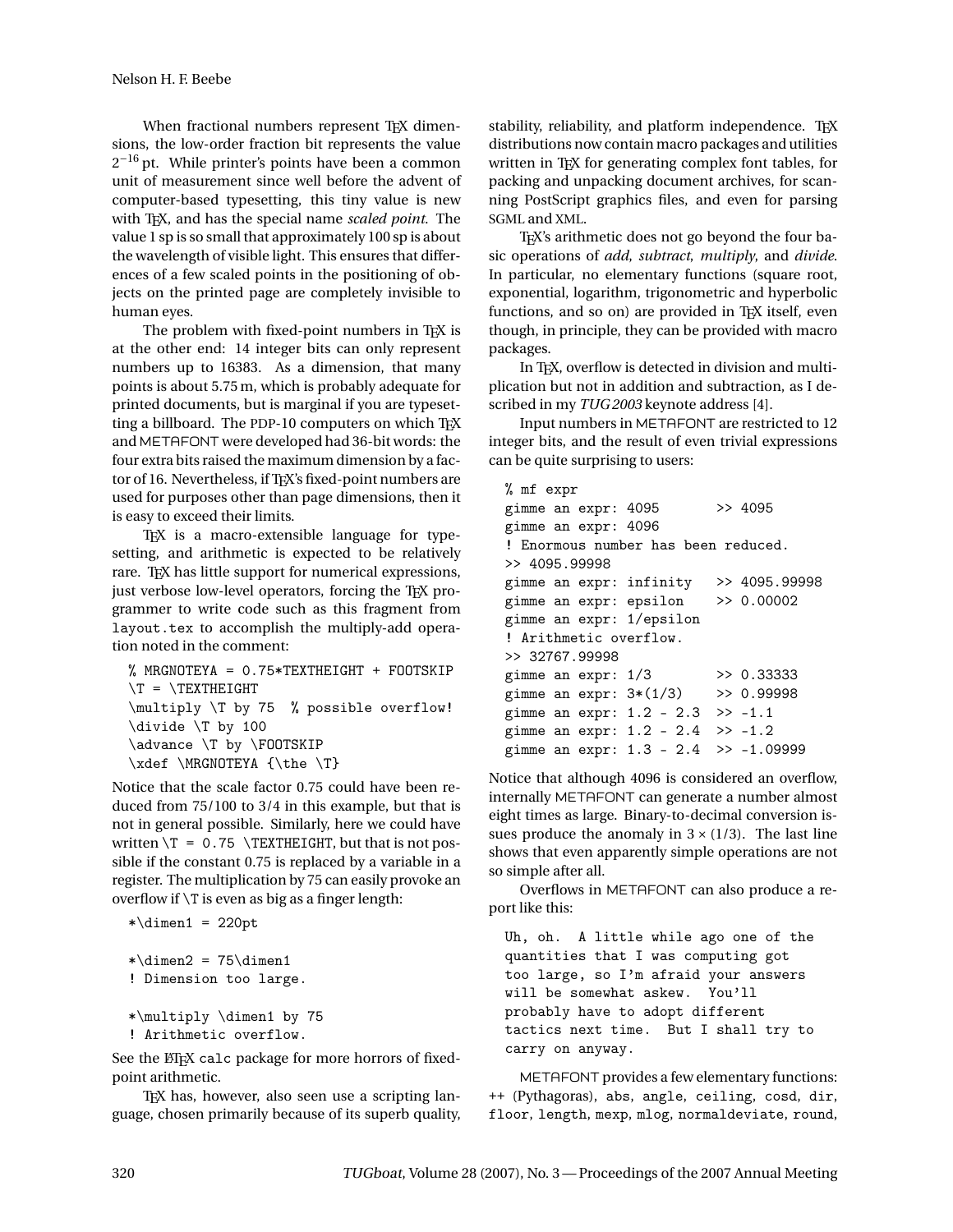When fractional numbers represent TeX dimensions, the low-order fraction bit represents the value $2^{-16}$ pt. While printer's points have been a common unit of measurement since well before the advent of computer-based typesetting, this tiny value is new with TeX, and has the special name *scaled point*. The value 1 sp is so small that approximately 100 sp is about the wavelength of visible light. This ensures that differences of a few scaled points in the positioning of objects on the printed page are completely invisible to human eyes.

The problem with fixed-point numbers in TeX is at the other end: 14 integer bits can only represent numbers up to 16383. As a dimension, that many points is about 5.75 m, which is probably adequate for printed documents, but is marginal if you are typesetting a billboard. The PDP-10 computers on which TeX and METAFONT were developed had 36-bit words: the four extra bits raised the maximum dimension by a factor of 16. Nevertheless, if TeX's fixed-point numbers are used for purposes other than page dimensions, then it is easy to exceed their limits.

TeX is a macro-extensible language for typesetting, and arithmetic is expected to be relatively rare. TeX has little support for numerical expressions, just verbose low-level operators, forcing the TeX programmer to write code such as this fragment from `layout.tex` to accomplish the multiply-add operation noted in the comment:

```
% MRGNOTEYA = 0.75*TEXTHEIGHT + FOOTSKIP
\T = \TEXTHEIGHT
\multiply \T by 75  % possible overflow!
\divide \T by 100
\advance \T by \FOOTSKIP
\xdef \MRGNOTEYA {\the \T}
```

Notice that the scale factor 0.75 could have been reduced from 75/100 to 3/4 in this example, but that is not in general possible. Similarly, here we could have written `\T = 0.75 \TEXTHEIGHT`, but that is not possible if the constant 0.75 is replaced by a variable in a register. The multiplication by 75 can easily provoke an overflow if `\T` is even as big as a finger length:

```
*\dimen1 = 220pt

*\dimen2 = 75\dimen1
! Dimension too large.

*\multiply \dimen1 by 75
! Arithmetic overflow.
```

See the LaTeX `calc` package for more horrors of fixed-point arithmetic.

TeX has, however, also seen use a scripting language, chosen primarily because of its superb quality, stability, reliability, and platform independence. TeX distributions now contain macro packages and utilities written in TeX for generating complex font tables, for packing and unpacking document archives, for scanning PostScript graphics files, and even for parsing SGML and XML.

TeX's arithmetic does not go beyond the four basic operations of *add*, *subtract*, *multiply*, and *divide*. In particular, no elementary functions (square root, exponential, logarithm, trigonometric and hyperbolic functions, and so on) are provided in TeX itself, even though, in principle, they can be provided with macro packages.

In TeX, overflow is detected in division and multiplication but not in addition and subtraction, as I described in my *TUG 2003* keynote address [4].

Input numbers in METAFONT are restricted to 12 integer bits, and the result of even trivial expressions can be quite surprising to users:

```
% mf expr
gimme an expr: 4095        >> 4095
gimme an expr: 4096
! Enormous number has been reduced.
>> 4095.99998
gimme an expr: infinity    >> 4095.99998
gimme an expr: epsilon     >> 0.00002
gimme an expr: 1/epsilon
! Arithmetic overflow.
>> 32767.99998
gimme an expr: 1/3         >> 0.33333
gimme an expr: 3*(1/3)     >> 0.99998
gimme an expr: 1.2 - 2.3  >> -1.1
gimme an expr: 1.2 - 2.4  >> -1.2
gimme an expr: 1.3 - 2.4  >> -1.09999
```

Notice that although 4096 is considered an overflow, internally METAFONT can generate a number almost eight times as large. Binary-to-decimal conversion issues produce the anomaly in $3 \times (1/3)$. The last line shows that even apparently simple operations are not so simple after all.

Overflows in METAFONT can also produce a report like this:

```
Uh, oh.  A little while ago one of the
quantities that I was computing got
too large, so I'm afraid your answers
will be somewhat askew.  You'll
probably have to adopt different
tactics next time.  But I shall try to
carry on anyway.
```

METAFONT provides a few elementary functions: `++` (Pythagoras), `abs`, `angle`, `ceiling`, `cosd`, `dir`, `floor`, `length`, `mexp`, `mlog`, `normaldeviate`, `round`,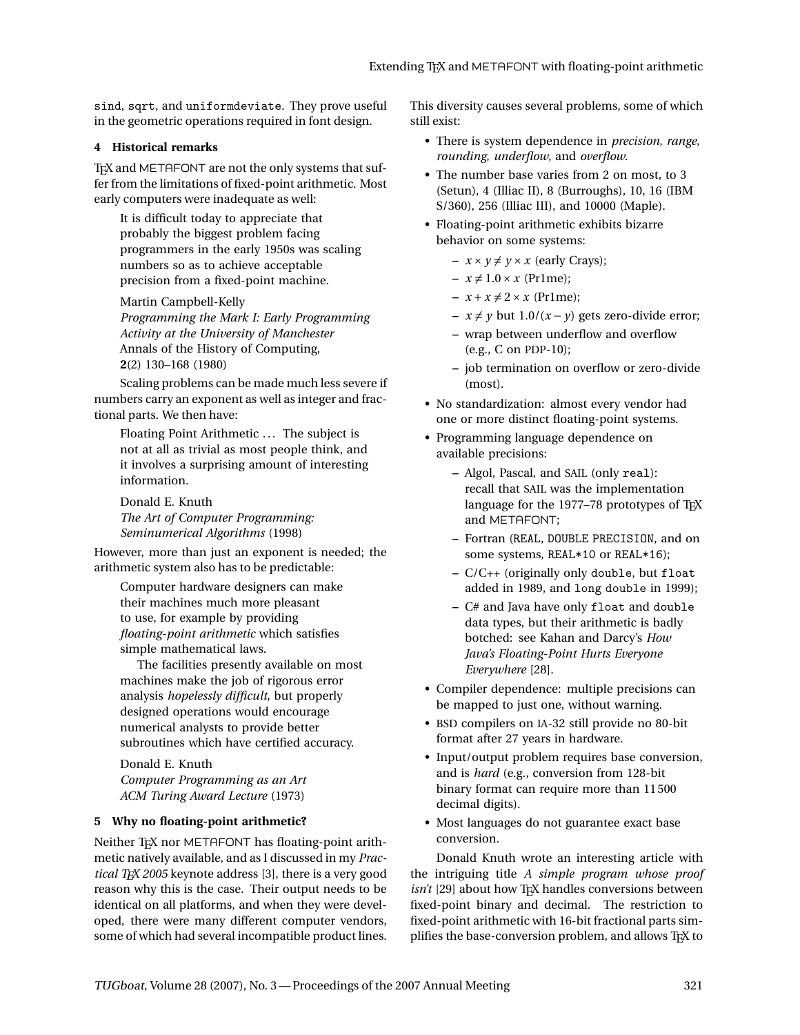sind, sqrt, and uniformdeviate. They prove useful in the geometric operations required in font design.

## 4 Historical remarks

TeX and METAFONT are not the only systems that suffer from the limitations of fixed-point arithmetic. Most early computers were inadequate as well:

> It is difficult today to appreciate that probably the biggest problem facing programmers in the early 1950s was scaling numbers so as to achieve acceptable precision from a fixed-point machine.
>
> Martin Campbell-Kelly
> *Programming the Mark I: Early Programming Activity at the University of Manchester*
> Annals of the History of Computing,
> **2**(2) 130–168 (1980)

Scaling problems can be made much less severe if numbers carry an exponent as well as integer and fractional parts. We then have:

> Floating Point Arithmetic … The subject is not at all as trivial as most people think, and it involves a surprising amount of interesting information.
>
> Donald E. Knuth
> *The Art of Computer Programming: Seminumerical Algorithms* (1998)

However, more than just an exponent is needed; the arithmetic system also has to be predictable:

> Computer hardware designers can make their machines much more pleasant to use, for example by providing *floating-point arithmetic* which satisfies simple mathematical laws.
>
> The facilities presently available on most machines make the job of rigorous error analysis *hopelessly difficult*, but properly designed operations would encourage numerical analysts to provide better subroutines which have certified accuracy.
>
> Donald E. Knuth
> *Computer Programming as an Art*
> *ACM Turing Award Lecture* (1973)

## 5 Why no floating-point arithmetic?

Neither TeX nor METAFONT has floating-point arithmetic natively available, and as I discussed in my *Practical TeX 2005* keynote address [3], there is a very good reason why this is the case. Their output needs to be identical on all platforms, and when they were developed, there were many different computer vendors, some of which had several incompatible product lines. This diversity causes several problems, some of which still exist:

- There is system dependence in *precision*, *range*, *rounding*, *underflow*, and *overflow*.
- The number base varies from 2 on most, to 3 (Setun), 4 (Illiac II), 8 (Burroughs), 10, 16 (IBM S/360), 256 (Illiac III), and 10000 (Maple).
- Floating-point arithmetic exhibits bizarre behavior on some systems:
  - $x \times y \neq y \times x$ (early Crays);
  - $x \neq 1.0 \times x$ (Pr1me);
  - $x + x \neq 2 \times x$ (Pr1me);
  - $x \neq y$ but $1.0/(x - y)$ gets zero-divide error;
  - wrap between underflow and overflow (e.g., C on PDP-10);
  - job termination on overflow or zero-divide (most).
- No standardization: almost every vendor had one or more distinct floating-point systems.
- Programming language dependence on available precisions:
  - Algol, Pascal, and SAIL (only `real`): recall that SAIL was the implementation language for the 1977–78 prototypes of TeX and METAFONT;
  - Fortran (`REAL`, `DOUBLE PRECISION`, and on some systems, `REAL*10` or `REAL*16`);
  - C/C++ (originally only `double`, but `float` added in 1989, and `long double` in 1999);
  - C# and Java have only `float` and `double` data types, but their arithmetic is badly botched: see Kahan and Darcy's *How Java's Floating-Point Hurts Everyone Everywhere* [28].
- Compiler dependence: multiple precisions can be mapped to just one, without warning.
- BSD compilers on IA-32 still provide no 80-bit format after 27 years in hardware.
- Input/output problem requires base conversion, and is *hard* (e.g., conversion from 128-bit binary format can require more than 11500 decimal digits).
- Most languages do not guarantee exact base conversion.

Donald Knuth wrote an interesting article with the intriguing title *A simple program whose proof isn't* [29] about how TeX handles conversions between fixed-point binary and decimal. The restriction to fixed-point arithmetic with 16-bit fractional parts simplifies the base-conversion problem, and allows TeX to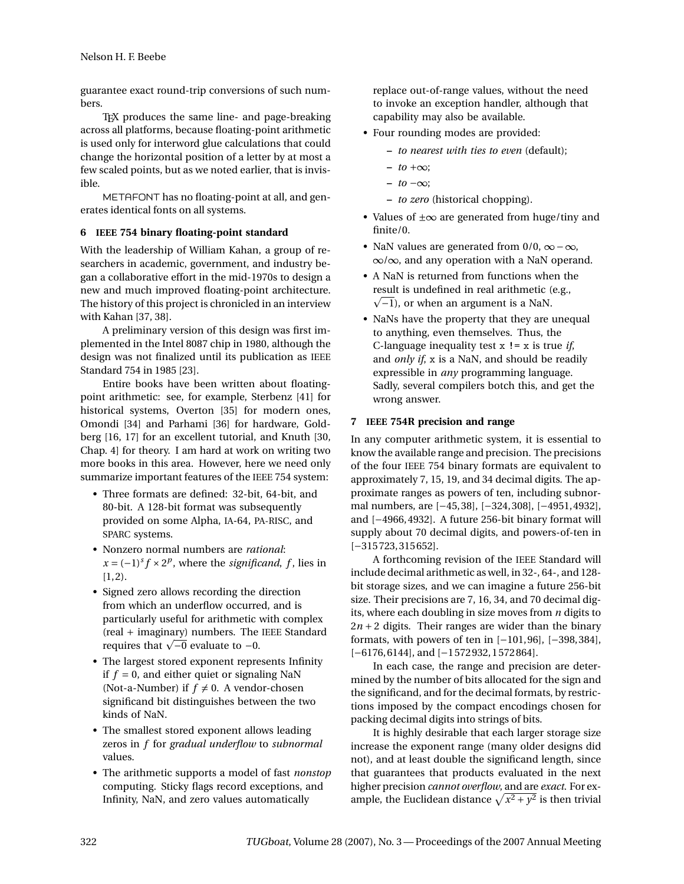guarantee exact round-trip conversions of such numbers.

TeX produces the same line- and page-breaking across all platforms, because floating-point arithmetic is used only for interword glue calculations that could change the horizontal position of a letter by at most a few scaled points, but as we noted earlier, that is invisible.

METAFONT has no floating-point at all, and generates identical fonts on all systems.

## 6 IEEE 754 binary floating-point standard

With the leadership of William Kahan, a group of researchers in academic, government, and industry began a collaborative effort in the mid-1970s to design a new and much improved floating-point architecture. The history of this project is chronicled in an interview with Kahan [37, 38].

A preliminary version of this design was first implemented in the Intel 8087 chip in 1980, although the design was not finalized until its publication as IEEE Standard 754 in 1985 [23].

Entire books have been written about floating-point arithmetic: see, for example, Sterbenz [41] for historical systems, Overton [35] for modern ones, Omondi [34] and Parhami [36] for hardware, Goldberg [16, 17] for an excellent tutorial, and Knuth [30, Chap. 4] for theory. I am hard at work on writing two more books in this area. However, here we need only summarize important features of the IEEE 754 system:

- Three formats are defined: 32-bit, 64-bit, and 80-bit. A 128-bit format was subsequently provided on some Alpha, IA-64, PA-RISC, and SPARC systems.
- Nonzero normal numbers are *rational*: $x = (-1)^s f \times 2^p$, where the *significand*, $f$, lies in $[1, 2)$.
- Signed zero allows recording the direction from which an underflow occurred, and is particularly useful for arithmetic with complex (real + imaginary) numbers. The IEEE Standard requires that $\sqrt{-0}$ evaluate to $-0$.
- The largest stored exponent represents Infinity if $f = 0$, and either quiet or signaling NaN (Not-a-Number) if $f \neq 0$. A vendor-chosen significand bit distinguishes between the two kinds of NaN.
- The smallest stored exponent allows leading zeros in $f$ for *gradual underflow* to *subnormal* values.
- The arithmetic supports a model of fast *nonstop* computing. Sticky flags record exceptions, and Infinity, NaN, and zero values automatically replace out-of-range values, without the need to invoke an exception handler, although that capability may also be available.
- Four rounding modes are provided:
  - *to nearest with ties to even* (default);
  - *to* $+\infty$;
  - *to* $-\infty$;
  - *to zero* (historical chopping).
- Values of $\pm\infty$ are generated from huge/tiny and finite/0.
- NaN values are generated from $0/0$, $\infty - \infty$, $\infty/\infty$, and any operation with a NaN operand.
- A NaN is returned from functions when the result is undefined in real arithmetic (e.g., $\sqrt{-1}$), or when an argument is a NaN.
- NaNs have the property that they are unequal to anything, even themselves. Thus, the C-language inequality test `x != x` is true *if*, and *only if*, `x` is a NaN, and should be readily expressible in *any* programming language. Sadly, several compilers botch this, and get the wrong answer.

## 7 IEEE 754R precision and range

In any computer arithmetic system, it is essential to know the available range and precision. The precisions of the four IEEE 754 binary formats are equivalent to approximately 7, 15, 19, and 34 decimal digits. The approximate ranges as powers of ten, including subnormal numbers, are $[-45, 38]$, $[-324, 308]$, $[-4951, 4932]$, and $[-4966, 4932]$. A future 256-bit binary format will supply about 70 decimal digits, and powers-of-ten in $[-315\,723, 315\,652]$.

A forthcoming revision of the IEEE Standard will include decimal arithmetic as well, in 32-, 64-, and 128-bit storage sizes, and we can imagine a future 256-bit size. Their precisions are 7, 16, 34, and 70 decimal digits, where each doubling in size moves from $n$ digits to $2n + 2$ digits. Their ranges are wider than the binary formats, with powers of ten in $[-101, 96]$, $[-398, 384]$, $[-6176, 6144]$, and $[-1\,572\,932, 1\,572\,864]$.

In each case, the range and precision are determined by the number of bits allocated for the sign and the significand, and for the decimal formats, by restrictions imposed by the compact encodings chosen for packing decimal digits into strings of bits.

It is highly desirable that each larger storage size increase the exponent range (many older designs did not), and at least double the significand length, since that guarantees that products evaluated in the next higher precision *cannot overflow*, and are *exact*. For example, the Euclidean distance $\sqrt{x^2 + y^2}$ is then trivial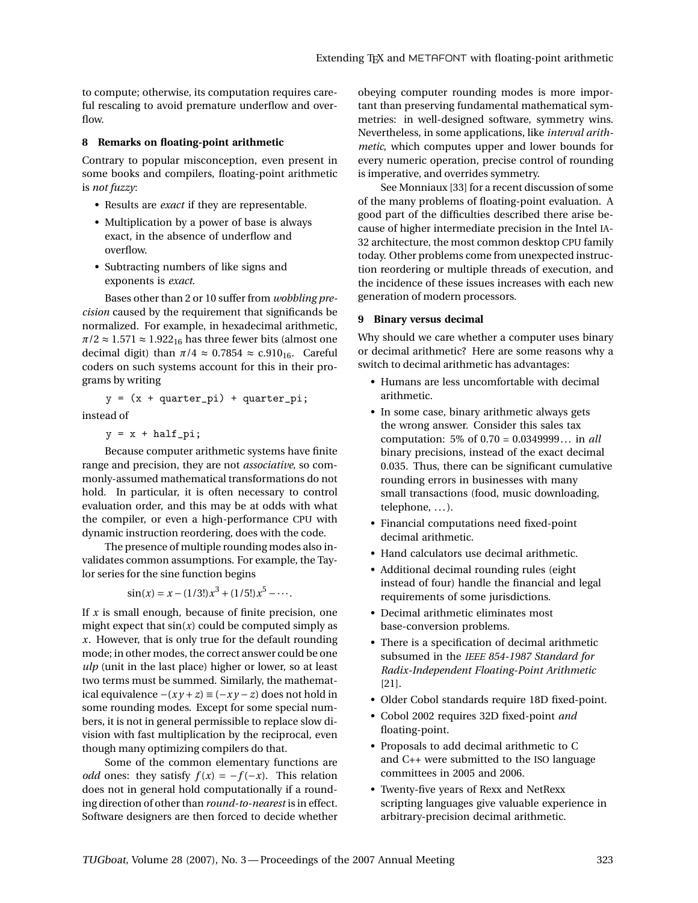to compute; otherwise, its computation requires careful rescaling to avoid premature underflow and overflow.

## 8 Remarks on floating-point arithmetic

Contrary to popular misconception, even present in some books and compilers, floating-point arithmetic is *not fuzzy*:

- Results are *exact* if they are representable.
- Multiplication by a power of base is always exact, in the absence of underflow and overflow.
- Subtracting numbers of like signs and exponents is *exact*.

Bases other than 2 or 10 suffer from *wobbling precision* caused by the requirement that significands be normalized. For example, in hexadecimal arithmetic, $\pi/2 \approx 1.571 \approx 1.922_{16}$ has three fewer bits (almost one decimal digit) than $\pi/4 \approx 0.7854 \approx \text{c.910}_{16}$. Careful coders on such systems account for this in their programs by writing

```
y = (x + quarter_pi) + quarter_pi;
```

instead of

```
y = x + half_pi;
```

Because computer arithmetic systems have finite range and precision, they are not *associative*, so commonly-assumed mathematical transformations do not hold. In particular, it is often necessary to control evaluation order, and this may be at odds with what the compiler, or even a high-performance CPU with dynamic instruction reordering, does with the code.

The presence of multiple rounding modes also invalidates common assumptions. For example, the Taylor series for the sine function begins

$$\sin(x) = x - (1/3!)x^3 + (1/5!)x^5 - \cdots.$$

If $x$ is small enough, because of finite precision, one might expect that $\sin(x)$ could be computed simply as $x$. However, that is only true for the default rounding mode; in other modes, the correct answer could be one *ulp* (unit in the last place) higher or lower, so at least two terms must be summed. Similarly, the mathematical equivalence $-(xy+z) \equiv (-xy-z)$ does not hold in some rounding modes. Except for some special numbers, it is not in general permissible to replace slow division with fast multiplication by the reciprocal, even though many optimizing compilers do that.

Some of the common elementary functions are *odd* ones: they satisfy $f(x) = -f(-x)$. This relation does not in general hold computationally if a rounding direction of other than *round-to-nearest* is in effect. Software designers are then forced to decide whether obeying computer rounding modes is more important than preserving fundamental mathematical symmetries: in well-designed software, symmetry wins. Nevertheless, in some applications, like *interval arithmetic*, which computes upper and lower bounds for every numeric operation, precise control of rounding is imperative, and overrides symmetry.

See Monniaux [33] for a recent discussion of some of the many problems of floating-point evaluation. A good part of the difficulties described there arise because of higher intermediate precision in the Intel IA-32 architecture, the most common desktop CPU family today. Other problems come from unexpected instruction reordering or multiple threads of execution, and the incidence of these issues increases with each new generation of modern processors.

## 9 Binary versus decimal

Why should we care whether a computer uses binary or decimal arithmetic? Here are some reasons why a switch to decimal arithmetic has advantages:

- Humans are less uncomfortable with decimal arithmetic.
- In some case, binary arithmetic always gets the wrong answer. Consider this sales tax computation: 5% of 0.70 = 0.0349999... in *all* binary precisions, instead of the exact decimal 0.035. Thus, there can be significant cumulative rounding errors in businesses with many small transactions (food, music downloading, telephone, ...).
- Financial computations need fixed-point decimal arithmetic.
- Hand calculators use decimal arithmetic.
- Additional decimal rounding rules (eight instead of four) handle the financial and legal requirements of some jurisdictions.
- Decimal arithmetic eliminates most base-conversion problems.
- There is a specification of decimal arithmetic subsumed in the *IEEE 854-1987 Standard for Radix-Independent Floating-Point Arithmetic* [21].
- Older Cobol standards require 18D fixed-point.
- Cobol 2002 requires 32D fixed-point *and* floating-point.
- Proposals to add decimal arithmetic to C and C++ were submitted to the ISO language committees in 2005 and 2006.
- Twenty-five years of Rexx and NetRexx scripting languages give valuable experience in arbitrary-precision decimal arithmetic.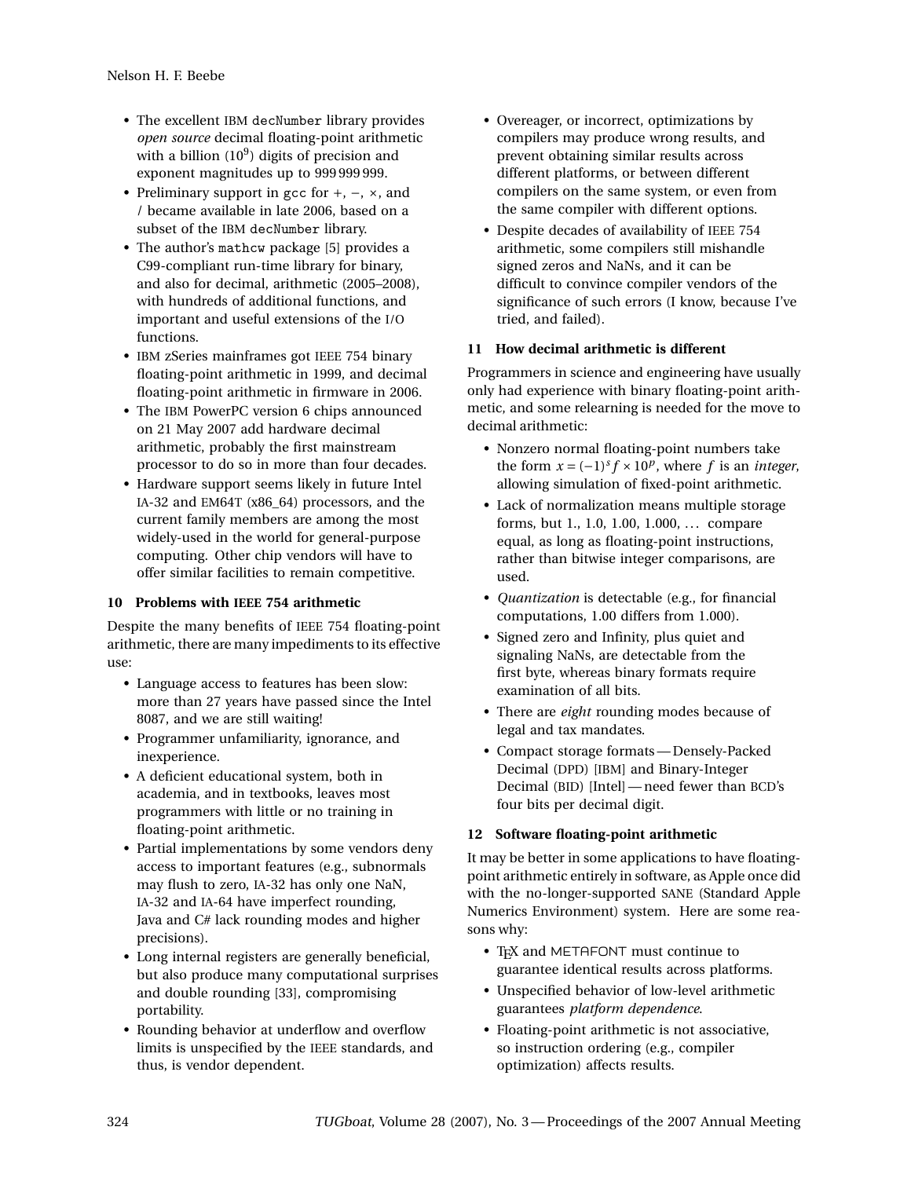- The excellent IBM `decNumber` library provides *open source* decimal floating-point arithmetic with a billion ($10^9$) digits of precision and exponent magnitudes up to 999 999 999.
- Preliminary support in `gcc` for +, −, ×, and / became available in late 2006, based on a subset of the IBM `decNumber` library.
- The author's `mathcw` package [5] provides a C99-compliant run-time library for binary, and also for decimal, arithmetic (2005–2008), with hundreds of additional functions, and important and useful extensions of the I/O functions.
- IBM zSeries mainframes got IEEE 754 binary floating-point arithmetic in 1999, and decimal floating-point arithmetic in firmware in 2006.
- The IBM PowerPC version 6 chips announced on 21 May 2007 add hardware decimal arithmetic, probably the first mainstream processor to do so in more than four decades.
- Hardware support seems likely in future Intel IA-32 and EM64T (x86_64) processors, and the current family members are among the most widely-used in the world for general-purpose computing. Other chip vendors will have to offer similar facilities to remain competitive.

## 10 Problems with IEEE 754 arithmetic

Despite the many benefits of IEEE 754 floating-point arithmetic, there are many impediments to its effective use:

- Language access to features has been slow: more than 27 years have passed since the Intel 8087, and we are still waiting!
- Programmer unfamiliarity, ignorance, and inexperience.
- A deficient educational system, both in academia, and in textbooks, leaves most programmers with little or no training in floating-point arithmetic.
- Partial implementations by some vendors deny access to important features (e.g., subnormals may flush to zero, IA-32 has only one NaN, IA-32 and IA-64 have imperfect rounding, Java and C# lack rounding modes and higher precisions).
- Long internal registers are generally beneficial, but also produce many computational surprises and double rounding [33], compromising portability.
- Rounding behavior at underflow and overflow limits is unspecified by the IEEE standards, and thus, is vendor dependent.
- Overeager, or incorrect, optimizations by compilers may produce wrong results, and prevent obtaining similar results across different platforms, or between different compilers on the same system, or even from the same compiler with different options.
- Despite decades of availability of IEEE 754 arithmetic, some compilers still mishandle signed zeros and NaNs, and it can be difficult to convince compiler vendors of the significance of such errors (I know, because I've tried, and failed).

## 11 How decimal arithmetic is different

Programmers in science and engineering have usually only had experience with binary floating-point arithmetic, and some relearning is needed for the move to decimal arithmetic:

- Nonzero normal floating-point numbers take the form $x = (-1)^s f \times 10^p$, where $f$ is an *integer*, allowing simulation of fixed-point arithmetic.
- Lack of normalization means multiple storage forms, but 1., 1.0, 1.00, 1.000, ... compare equal, as long as floating-point instructions, rather than bitwise integer comparisons, are used.
- *Quantization* is detectable (e.g., for financial computations, 1.00 differs from 1.000).
- Signed zero and Infinity, plus quiet and signaling NaNs, are detectable from the first byte, whereas binary formats require examination of all bits.
- There are *eight* rounding modes because of legal and tax mandates.
- Compact storage formats — Densely-Packed Decimal (DPD) [IBM] and Binary-Integer Decimal (BID) [Intel] — need fewer than BCD's four bits per decimal digit.

## 12 Software floating-point arithmetic

It may be better in some applications to have floating-point arithmetic entirely in software, as Apple once did with the no-longer-supported SANE (Standard Apple Numerics Environment) system. Here are some reasons why:

- TeX and METAFONT must continue to guarantee identical results across platforms.
- Unspecified behavior of low-level arithmetic guarantees *platform dependence*.
- Floating-point arithmetic is not associative, so instruction ordering (e.g., compiler optimization) affects results.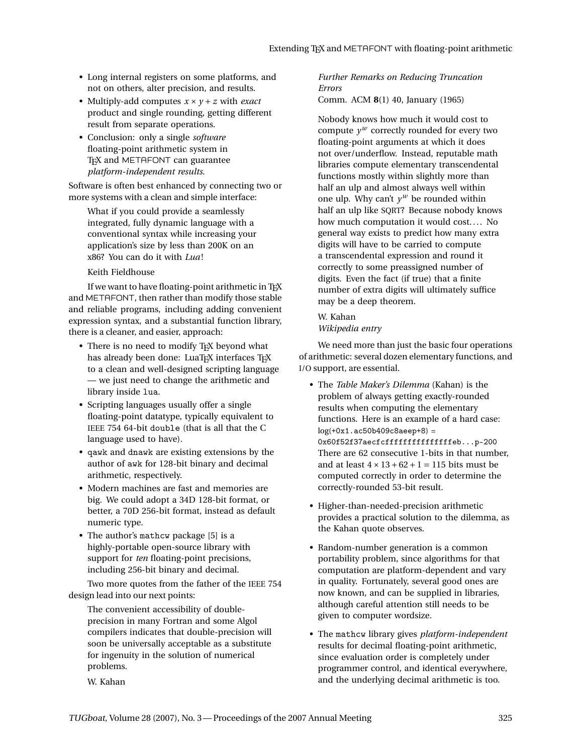- Long internal registers on some platforms, and not on others, alter precision, and results.
- Multiply-add computes $x \times y + z$ with *exact* product and single rounding, getting different result from separate operations.
- Conclusion: only a single *software* floating-point arithmetic system in TEX and METAFONT can guarantee *platform-independent results*.

Software is often best enhanced by connecting two or more systems with a clean and simple interface:

> What if you could provide a seamlessly integrated, fully dynamic language with a conventional syntax while increasing your application's size by less than 200K on an x86? You can do it with *Lua*!
>
> Keith Fieldhouse

If we want to have floating-point arithmetic in TEX and METAFONT, then rather than modify those stable and reliable programs, including adding convenient expression syntax, and a substantial function library, there is a cleaner, and easier, approach:

- There is no need to modify TEX beyond what has already been done: LuaTEX interfaces TEX to a clean and well-designed scripting language — we just need to change the arithmetic and library inside `lua`.
- Scripting languages usually offer a single floating-point datatype, typically equivalent to IEEE 754 64-bit `double` (that is all that the C language used to have).
- `qawk` and `dnawk` are existing extensions by the author of `awk` for 128-bit binary and decimal arithmetic, respectively.
- Modern machines are fast and memories are big. We could adopt a 34D 128-bit format, or better, a 70D 256-bit format, instead as default numeric type.
- The author's `mathcw` package [5] is a highly-portable open-source library with support for *ten* floating-point precisions, including 256-bit binary and decimal.

Two more quotes from the father of the IEEE 754 design lead into our next points:

> The convenient accessibility of double-precision in many Fortran and some Algol compilers indicates that double-precision will soon be universally acceptable as a substitute for ingenuity in the solution of numerical problems.
>
> W. Kahan
> *Further Remarks on Reducing Truncation Errors*
> Comm. ACM **8**(1) 40, January (1965)

> Nobody knows how much it would cost to compute $y^w$ correctly rounded for every two floating-point arguments at which it does not over/underflow. Instead, reputable math libraries compute elementary transcendental functions mostly within slightly more than half an ulp and almost always well within one ulp. Why can't $y^w$ be rounded within half an ulp like SQRT? Because nobody knows how much computation it would cost.... No general way exists to predict how many extra digits will have to be carried to compute a transcendental expression and round it correctly to some preassigned number of digits. Even the fact (if true) that a finite number of extra digits will ultimately suffice may be a deep theorem.
>
> W. Kahan
> *Wikipedia entry*

We need more than just the basic four operations of arithmetic: several dozen elementary functions, and I/O support, are essential.

- The *Table Maker's Dilemma* (Kahan) is the problem of always getting exactly-rounded results when computing the elementary functions. Here is an example of a hard case:
  `log(+0x1.ac50b409c8aeep+8) =`
  `0x60f52f37aecfcffffffffffffffeb...p-200`
  There are 62 consecutive 1-bits in that number, and at least $4 \times 13 + 62 + 1 = 115$ bits must be computed correctly in order to determine the correctly-rounded 53-bit result.

- Higher-than-needed-precision arithmetic provides a practical solution to the dilemma, as the Kahan quote observes.

- Random-number generation is a common portability problem, since algorithms for that computation are platform-dependent and vary in quality. Fortunately, several good ones are now known, and can be supplied in libraries, although careful attention still needs to be given to computer wordsize.

- The `mathcw` library gives *platform-independent* results for decimal floating-point arithmetic, since evaluation order is completely under programmer control, and identical everywhere, and the underlying decimal arithmetic is too.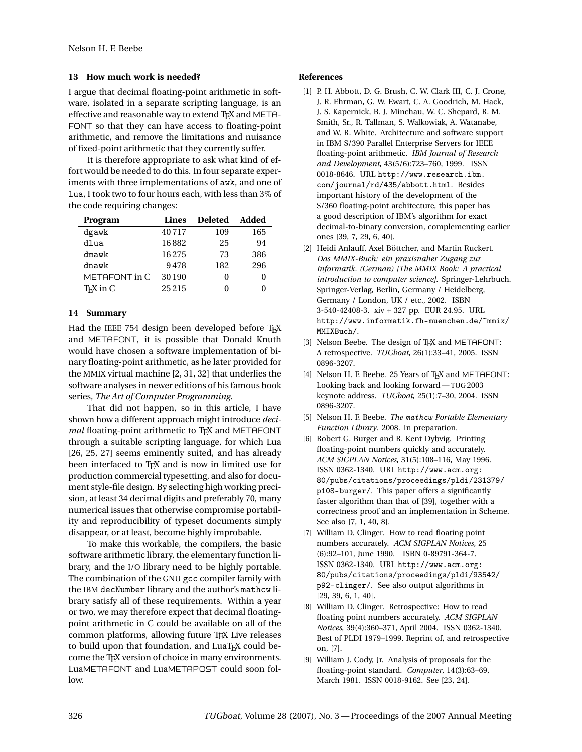## 13 How much work is needed?

I argue that decimal floating-point arithmetic in software, isolated in a separate scripting language, is an effective and reasonable way to extend TeX and METAFONT so that they can have access to floating-point arithmetic, and remove the limitations and nuisance of fixed-point arithmetic that they currently suffer.

It is therefore appropriate to ask what kind of effort would be needed to do this. In four separate experiments with three implementations of `awk`, and one of `lua`, I took two to four hours each, with less than 3% of the code requiring changes:

| Program | Lines | Deleted | Added |
|---|---|---|---|
| `dgawk` | 40717 | 109 | 165 |
| `dlua` | 16882 | 25 | 94 |
| `dmawk` | 16275 | 73 | 386 |
| `dnawk` | 9478 | 182 | 296 |
| METAFONT in C | 30190 | 0 | 0 |
| TeX in C | 25215 | 0 | 0 |

## 14 Summary

Had the IEEE 754 design been developed before TeX and METAFONT, it is possible that Donald Knuth would have chosen a software implementation of binary floating-point arithmetic, as he later provided for the MMIX virtual machine [2, 31, 32] that underlies the software analyses in newer editions of his famous book series, *The Art of Computer Programming*.

That did not happen, so in this article, I have shown how a different approach might introduce *decimal* floating-point arithmetic to TeX and METAFONT through a suitable scripting language, for which Lua [26, 25, 27] seems eminently suited, and has already been interfaced to TeX and is now in limited use for production commercial typesetting, and also for document style-file design. By selecting high working precision, at least 34 decimal digits and preferably 70, many numerical issues that otherwise compromise portability and reproducibility of typeset documents simply disappear, or at least, become highly improbable.

To make this workable, the compilers, the basic software arithmetic library, the elementary function library, and the I/O library need to be highly portable. The combination of the GNU `gcc` compiler family with the IBM `decNumber` library and the author's `mathcw` library satisfy all of these requirements. Within a year or two, we may therefore expect that decimal floating-point arithmetic in C could be available on all of the common platforms, allowing future TeX Live releases to build upon that foundation, and LuaTeX could become the TeX version of choice in many environments. LuaMETAFONT and LuaMETAPOST could soon follow.

## References

[1] P. H. Abbott, D. G. Brush, C. W. Clark III, C. J. Crone, J. R. Ehrman, G. W. Ewart, C. A. Goodrich, M. Hack, J. S. Kapernick, B. J. Minchau, W. C. Shepard, R. M. Smith, Sr., R. Tallman, S. Walkowiak, A. Watanabe, and W. R. White. Architecture and software support in IBM S/390 Parallel Enterprise Servers for IEEE floating-point arithmetic. *IBM Journal of Research and Development*, 43(5/6):723–760, 1999. ISSN 0018-8646. URL `http://www.research.ibm.com/journal/rd/435/abbott.html`. Besides important history of the development of the S/360 floating-point architecture, this paper has a good description of IBM's algorithm for exact decimal-to-binary conversion, complementing earlier ones [39, 7, 29, 6, 40].

[2] Heidi Anlauff, Axel Böttcher, and Martin Ruckert. *Das MMIX-Buch: ein praxisnaher Zugang zur Informatik. (German) [The MMIX Book: A practical introduction to computer science]*. Springer-Lehrbuch. Springer-Verlag, Berlin, Germany / Heidelberg, Germany / London, UK / etc., 2002. ISBN 3-540-42408-3. xiv + 327 pp. EUR 24.95. URL `http://www.informatik.fh-muenchen.de/~mmix/MMIXBuch/`.

[3] Nelson Beebe. The design of TeX and METAFONT: A retrospective. *TUGboat*, 26(1):33–41, 2005. ISSN 0896-3207.

[4] Nelson H. F. Beebe. 25 Years of TeX and METAFONT: Looking back and looking forward — TUG 2003 keynote address. *TUGboat*, 25(1):7–30, 2004. ISSN 0896-3207.

[5] Nelson H. F. Beebe. *The mathcw Portable Elementary Function Library*. 2008. In preparation.

[6] Robert G. Burger and R. Kent Dybvig. Printing floating-point numbers quickly and accurately. *ACM SIGPLAN Notices*, 31(5):108–116, May 1996. ISSN 0362-1340. URL `http://www.acm.org:80/pubs/citations/proceedings/pldi/231379/p108-burger/`. This paper offers a significantly faster algorithm than that of [39], together with a correctness proof and an implementation in Scheme. See also [7, 1, 40, 8].

[7] William D. Clinger. How to read floating point numbers accurately. *ACM SIGPLAN Notices*, 25(6):92–101, June 1990. ISBN 0-89791-364-7. ISSN 0362-1340. URL `http://www.acm.org:80/pubs/citations/proceedings/pldi/93542/p92-clinger/`. See also output algorithms in [29, 39, 6, 1, 40].

[8] William D. Clinger. Retrospective: How to read floating point numbers accurately. *ACM SIGPLAN Notices*, 39(4):360–371, April 2004. ISSN 0362-1340. Best of PLDI 1979–1999. Reprint of, and retrospective on, [7].

[9] William J. Cody, Jr. Analysis of proposals for the floating-point standard. *Computer*, 14(3):63–69, March 1981. ISSN 0018-9162. See [23, 24].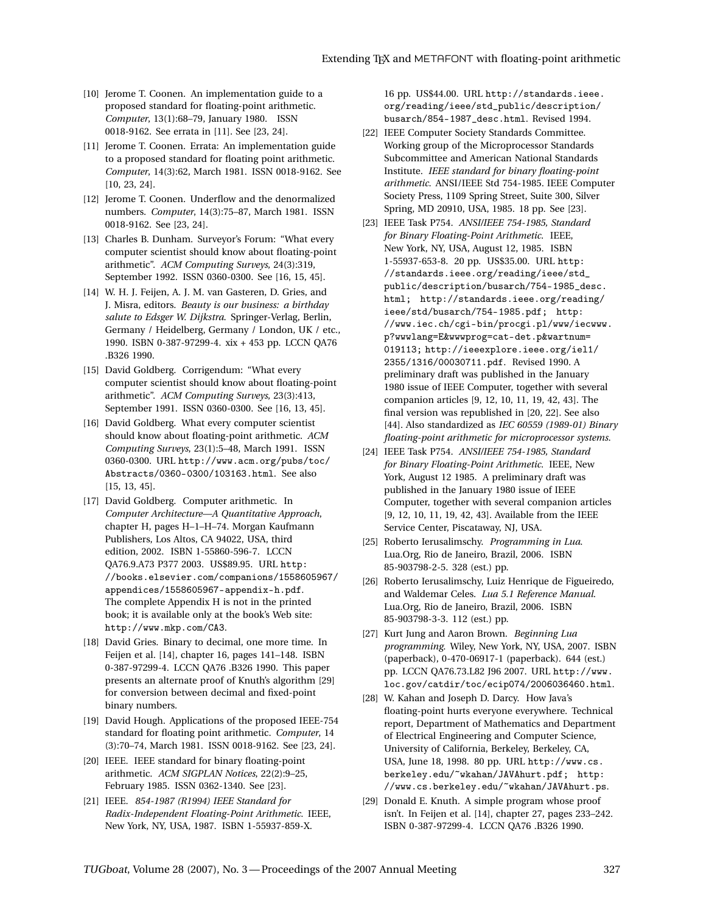[10] Jerome T. Coonen. An implementation guide to a proposed standard for floating-point arithmetic. *Computer*, 13(1):68–79, January 1980. ISSN 0018-9162. See errata in [11]. See [23, 24].

[11] Jerome T. Coonen. Errata: An implementation guide to a proposed standard for floating point arithmetic. *Computer*, 14(3):62, March 1981. ISSN 0018-9162. See [10, 23, 24].

[12] Jerome T. Coonen. Underflow and the denormalized numbers. *Computer*, 14(3):75–87, March 1981. ISSN 0018-9162. See [23, 24].

[13] Charles B. Dunham. Surveyor's Forum: "What every computer scientist should know about floating-point arithmetic". *ACM Computing Surveys*, 24(3):319, September 1992. ISSN 0360-0300. See [16, 15, 45].

[14] W. H. J. Feijen, A. J. M. van Gasteren, D. Gries, and J. Misra, editors. *Beauty is our business: a birthday salute to Edsger W. Dijkstra*. Springer-Verlag, Berlin, Germany / Heidelberg, Germany / London, UK / etc., 1990. ISBN 0-387-97299-4. xix + 453 pp. LCCN QA76 .B326 1990.

[15] David Goldberg. Corrigendum: "What every computer scientist should know about floating-point arithmetic". *ACM Computing Surveys*, 23(3):413, September 1991. ISSN 0360-0300. See [16, 13, 45].

[16] David Goldberg. What every computer scientist should know about floating-point arithmetic. *ACM Computing Surveys*, 23(1):5–48, March 1991. ISSN 0360-0300. URL http://www.acm.org/pubs/toc/Abstracts/0360-0300/103163.html. See also [15, 13, 45].

[17] David Goldberg. Computer arithmetic. In *Computer Architecture—A Quantitative Approach*, chapter H, pages H–1–H–74. Morgan Kaufmann Publishers, Los Altos, CA 94022, USA, third edition, 2002. ISBN 1-55860-596-7. LCCN QA76.9.A73 P377 2003. US$89.95. URL http://books.elsevier.com/companions/1558605967/appendices/1558605967-appendix-h.pdf. The complete Appendix H is not in the printed book; it is available only at the book's Web site: http://www.mkp.com/CA3.

[18] David Gries. Binary to decimal, one more time. In Feijen et al. [14], chapter 16, pages 141–148. ISBN 0-387-97299-4. LCCN QA76 .B326 1990. This paper presents an alternate proof of Knuth's algorithm [29] for conversion between decimal and fixed-point binary numbers.

[19] David Hough. Applications of the proposed IEEE-754 standard for floating point arithmetic. *Computer*, 14 (3):70–74, March 1981. ISSN 0018-9162. See [23, 24].

[20] IEEE. IEEE standard for binary floating-point arithmetic. *ACM SIGPLAN Notices*, 22(2):9–25, February 1985. ISSN 0362-1340. See [23].

[21] IEEE. *854-1987 (R1994) IEEE Standard for Radix-Independent Floating-Point Arithmetic*. IEEE, New York, NY, USA, 1987. ISBN 1-55937-859-X. 16 pp. US$44.00. URL http://standards.ieee.org/reading/ieee/std_public/description/busarch/854-1987_desc.html. Revised 1994.

[22] IEEE Computer Society Standards Committee. Working group of the Microprocessor Standards Subcommittee and American National Standards Institute. *IEEE standard for binary floating-point arithmetic*. ANSI/IEEE Std 754-1985. IEEE Computer Society Press, 1109 Spring Street, Suite 300, Silver Spring, MD 20910, USA, 1985. 18 pp. See [23].

[23] IEEE Task P754. *ANSI/IEEE 754-1985, Standard for Binary Floating-Point Arithmetic*. IEEE, New York, NY, USA, August 12, 1985. ISBN 1-55937-653-8. 20 pp. US$35.00. URL http://standards.ieee.org/reading/ieee/std_public/description/busarch/754-1985_desc.html; http://standards.ieee.org/reading/ieee/std/busarch/754-1985.pdf; http://www.iec.ch/cgi-bin/procgi.pl/www/iecwww.p?wwwlang=E&wwwprog=cat-det.p&wartnum=019113; http://ieeexplore.ieee.org/iel1/2355/1316/00030711.pdf. Revised 1990. A preliminary draft was published in the January 1980 issue of IEEE Computer, together with several companion articles [9, 12, 10, 11, 19, 42, 43]. The final version was republished in [20, 22]. See also [44]. Also standardized as *IEC 60559 (1989-01) Binary floating-point arithmetic for microprocessor systems*.

[24] IEEE Task P754. *ANSI/IEEE 754-1985, Standard for Binary Floating-Point Arithmetic*. IEEE, New York, August 12 1985. A preliminary draft was published in the January 1980 issue of IEEE Computer, together with several companion articles [9, 12, 10, 11, 19, 42, 43]. Available from the IEEE Service Center, Piscataway, NJ, USA.

[25] Roberto Ierusalimschy. *Programming in Lua*. Lua.Org, Rio de Janeiro, Brazil, 2006. ISBN 85-903798-2-5. 328 (est.) pp.

[26] Roberto Ierusalimschy, Luiz Henrique de Figueiredo, and Waldemar Celes. *Lua 5.1 Reference Manual*. Lua.Org, Rio de Janeiro, Brazil, 2006. ISBN 85-903798-3-3. 112 (est.) pp.

[27] Kurt Jung and Aaron Brown. *Beginning Lua programming*. Wiley, New York, NY, USA, 2007. ISBN (paperback), 0-470-06917-1 (paperback). 644 (est.) pp. LCCN QA76.73.L82 J96 2007. URL http://www.loc.gov/catdir/toc/ecip074/2006036460.html.

[28] W. Kahan and Joseph D. Darcy. How Java's floating-point hurts everyone everywhere. Technical report, Department of Mathematics and Department of Electrical Engineering and Computer Science, University of California, Berkeley, Berkeley, CA, USA, June 18, 1998. 80 pp. URL http://www.cs.berkeley.edu/~wkahan/JAVAhurt.pdf; http://www.cs.berkeley.edu/~wkahan/JAVAhurt.ps.

[29] Donald E. Knuth. A simple program whose proof isn't. In Feijen et al. [14], chapter 27, pages 233–242. ISBN 0-387-97299-4. LCCN QA76 .B326 1990.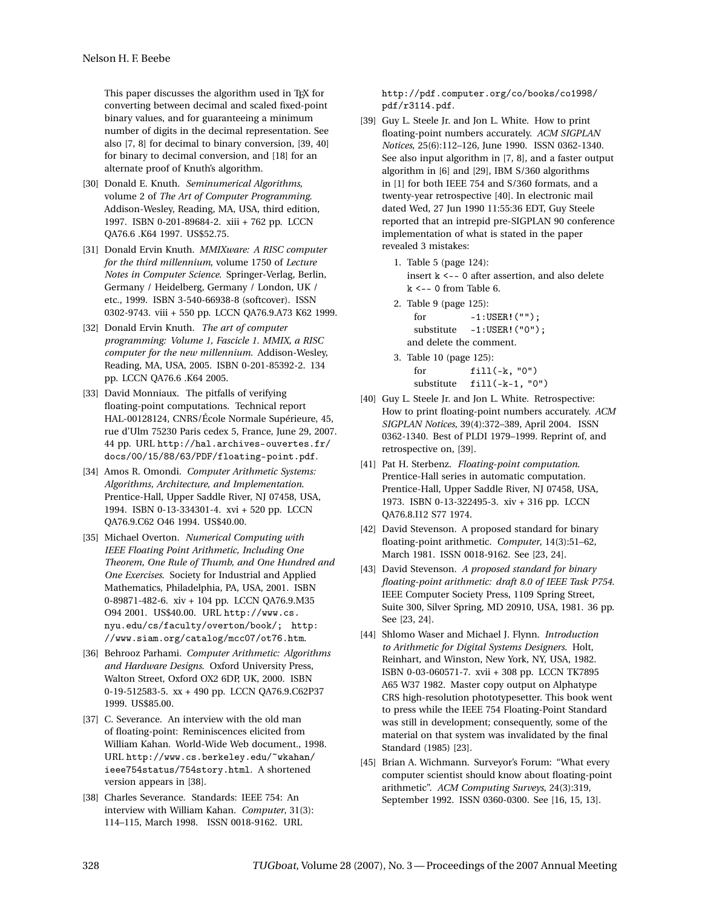This paper discusses the algorithm used in TeX for converting between decimal and scaled fixed-point binary values, and for guaranteeing a minimum number of digits in the decimal representation. See also [7, 8] for decimal to binary conversion, [39, 40] for binary to decimal conversion, and [18] for an alternate proof of Knuth's algorithm.

[30] Donald E. Knuth. *Seminumerical Algorithms*, volume 2 of *The Art of Computer Programming*. Addison-Wesley, Reading, MA, USA, third edition, 1997. ISBN 0-201-89684-2. xiii + 762 pp. LCCN QA76.6 .K64 1997. US$52.75.

[31] Donald Ervin Knuth. *MMIXware: A RISC computer for the third millennium*, volume 1750 of *Lecture Notes in Computer Science*. Springer-Verlag, Berlin, Germany / Heidelberg, Germany / London, UK / etc., 1999. ISBN 3-540-66938-8 (softcover). ISSN 0302-9743. viii + 550 pp. LCCN QA76.9.A73 K62 1999.

[32] Donald Ervin Knuth. *The art of computer programming: Volume 1, Fascicle 1. MMIX, a RISC computer for the new millennium*. Addison-Wesley, Reading, MA, USA, 2005. ISBN 0-201-85392-2. 134 pp. LCCN QA76.6 .K64 2005.

[33] David Monniaux. The pitfalls of verifying floating-point computations. Technical report HAL-00128124, CNRS/École Normale Supérieure, 45, rue d'Ulm 75230 Paris cedex 5, France, June 29, 2007. 44 pp. URL `http://hal.archives-ouvertes.fr/docs/00/15/88/63/PDF/floating-point.pdf`.

[34] Amos R. Omondi. *Computer Arithmetic Systems: Algorithms, Architecture, and Implementation*. Prentice-Hall, Upper Saddle River, NJ 07458, USA, 1994. ISBN 0-13-334301-4. xvi + 520 pp. LCCN QA76.9.C62 O46 1994. US$40.00.

[35] Michael Overton. *Numerical Computing with IEEE Floating Point Arithmetic, Including One Theorem, One Rule of Thumb, and One Hundred and One Exercises*. Society for Industrial and Applied Mathematics, Philadelphia, PA, USA, 2001. ISBN 0-89871-482-6. xiv + 104 pp. LCCN QA76.9.M35 O94 2001. US$40.00. URL `http://www.cs.nyu.edu/cs/faculty/overton/book/; http://www.siam.org/catalog/mcc07/ot76.htm`.

[36] Behrooz Parhami. *Computer Arithmetic: Algorithms and Hardware Designs*. Oxford University Press, Walton Street, Oxford OX2 6DP, UK, 2000. ISBN 0-19-512583-5. xx + 490 pp. LCCN QA76.9.C62P37 1999. US$85.00.

[37] C. Severance. An interview with the old man of floating-point: Reminiscences elicited from William Kahan. World-Wide Web document., 1998. URL `http://www.cs.berkeley.edu/~wkahan/ieee754status/754story.html`. A shortened version appears in [38].

[38] Charles Severance. Standards: IEEE 754: An interview with William Kahan. *Computer*, 31(3): 114–115, March 1998. ISSN 0018-9162. URL `http://pdf.computer.org/co/books/co1998/pdf/r3114.pdf`.

[39] Guy L. Steele Jr. and Jon L. White. How to print floating-point numbers accurately. *ACM SIGPLAN Notices*, 25(6):112–126, June 1990. ISSN 0362-1340. See also input algorithm in [7, 8], and a faster output algorithm in [6] and [29], IBM S/360 algorithms in [1] for both IEEE 754 and S/360 formats, and a twenty-year retrospective [40]. In electronic mail dated Wed, 27 Jun 1990 11:55:36 EDT, Guy Steele reported that an intrepid pre-SIGPLAN 90 conference implementation of what is stated in the paper revealed 3 mistakes:

1. Table 5 (page 124):
   insert `k <-- 0` after assertion, and also delete `k <-- 0` from Table 6.
2. Table 9 (page 125):
   for `-1:USER!("");`
   substitute `-1:USER!("0");`
   and delete the comment.
3. Table 10 (page 125):
   for `fill(-k, "0")`
   substitute `fill(-k-1, "0")`

[40] Guy L. Steele Jr. and Jon L. White. Retrospective: How to print floating-point numbers accurately. *ACM SIGPLAN Notices*, 39(4):372–389, April 2004. ISSN 0362-1340. Best of PLDI 1979–1999. Reprint of, and retrospective on, [39].

[41] Pat H. Sterbenz. *Floating-point computation*. Prentice-Hall series in automatic computation. Prentice-Hall, Upper Saddle River, NJ 07458, USA, 1973. ISBN 0-13-322495-3. xiv + 316 pp. LCCN QA76.8.I12 S77 1974.

[42] David Stevenson. A proposed standard for binary floating-point arithmetic. *Computer*, 14(3):51–62, March 1981. ISSN 0018-9162. See [23, 24].

[43] David Stevenson. *A proposed standard for binary floating-point arithmetic: draft 8.0 of IEEE Task P754*. IEEE Computer Society Press, 1109 Spring Street, Suite 300, Silver Spring, MD 20910, USA, 1981. 36 pp. See [23, 24].

[44] Shlomo Waser and Michael J. Flynn. *Introduction to Arithmetic for Digital Systems Designers*. Holt, Reinhart, and Winston, New York, NY, USA, 1982. ISBN 0-03-060571-7. xvii + 308 pp. LCCN TK7895 A65 W37 1982. Master copy output on Alphatype CRS high-resolution phototypesetter. This book went to press while the IEEE 754 Floating-Point Standard was still in development; consequently, some of the material on that system was invalidated by the final Standard (1985) [23].

[45] Brian A. Wichmann. Surveyor's Forum: "What every computer scientist should know about floating-point arithmetic". *ACM Computing Surveys*, 24(3):319, September 1992. ISSN 0360-0300. See [16, 15, 13].